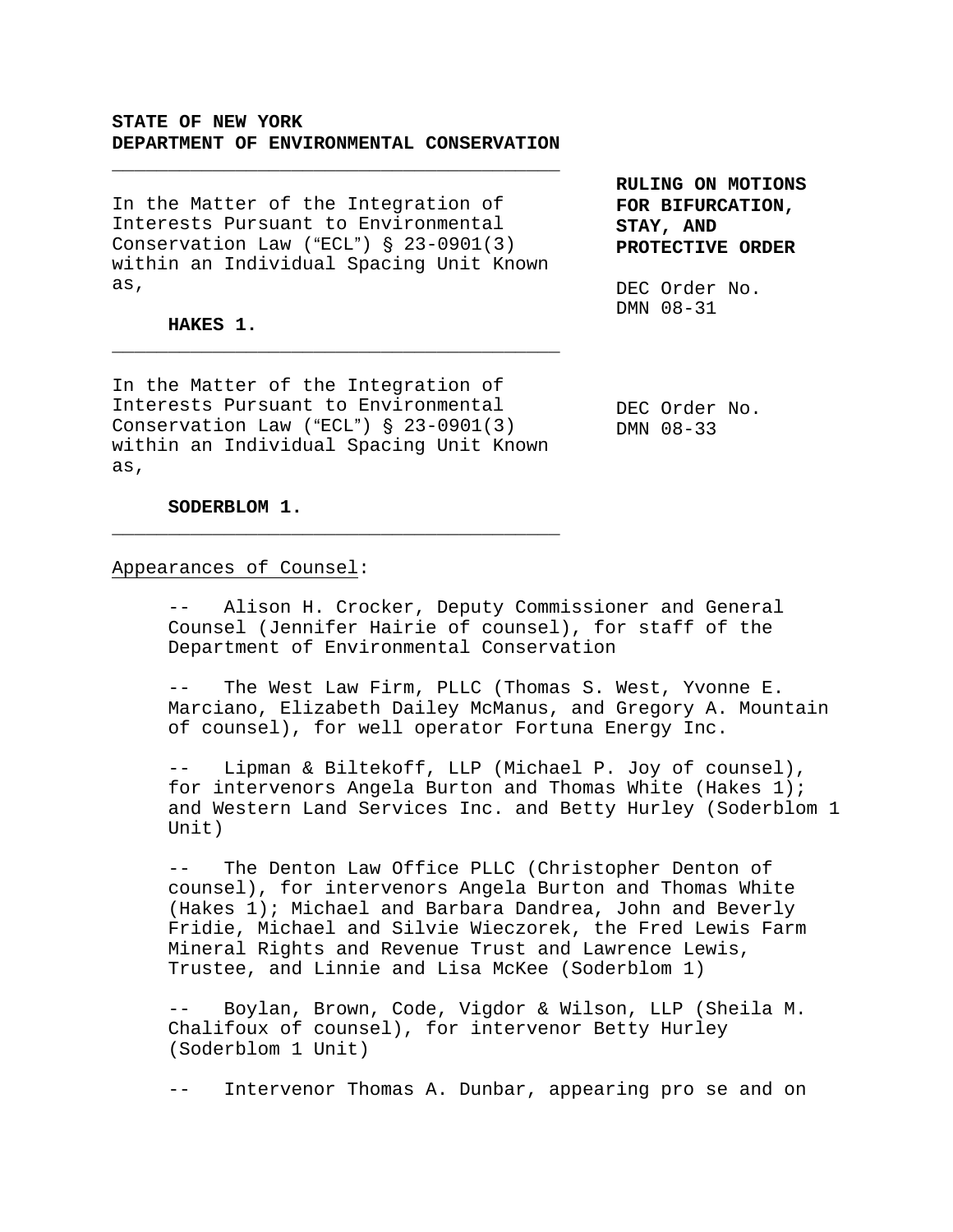**STATE OF NEW YORK**
**DEPARTMENT OF ENVIRONMENTAL CONSERVATION**

---

In the Matter of the Integration of Interests Pursuant to Environmental Conservation Law ("ECL") § 23-0901(3) within an Individual Spacing Unit Known as,

**HAKES 1.**

**RULING ON MOTIONS FOR BIFURCATION, STAY, AND PROTECTIVE ORDER**

DEC Order No. DMN 08-31

---

In the Matter of the Integration of Interests Pursuant to Environmental Conservation Law ("ECL") § 23-0901(3) within an Individual Spacing Unit Known as,

**SODERBLOM 1.**

DEC Order No. DMN 08-33

---

Appearances of Counsel:

-- Alison H. Crocker, Deputy Commissioner and General Counsel (Jennifer Hairie of counsel), for staff of the Department of Environmental Conservation

-- The West Law Firm, PLLC (Thomas S. West, Yvonne E. Marciano, Elizabeth Dailey McManus, and Gregory A. Mountain of counsel), for well operator Fortuna Energy Inc.

-- Lipman & Biltekoff, LLP (Michael P. Joy of counsel), for intervenors Angela Burton and Thomas White (Hakes 1); and Western Land Services Inc. and Betty Hurley (Soderblom 1 Unit)

-- The Denton Law Office PLLC (Christopher Denton of counsel), for intervenors Angela Burton and Thomas White (Hakes 1); Michael and Barbara Dandrea, John and Beverly Fridie, Michael and Silvie Wieczorek, the Fred Lewis Farm Mineral Rights and Revenue Trust and Lawrence Lewis, Trustee, and Linnie and Lisa McKee (Soderblom 1)

-- Boylan, Brown, Code, Vigdor & Wilson, LLP (Sheila M. Chalifoux of counsel), for intervenor Betty Hurley (Soderblom 1 Unit)

-- Intervenor Thomas A. Dunbar, appearing pro se and on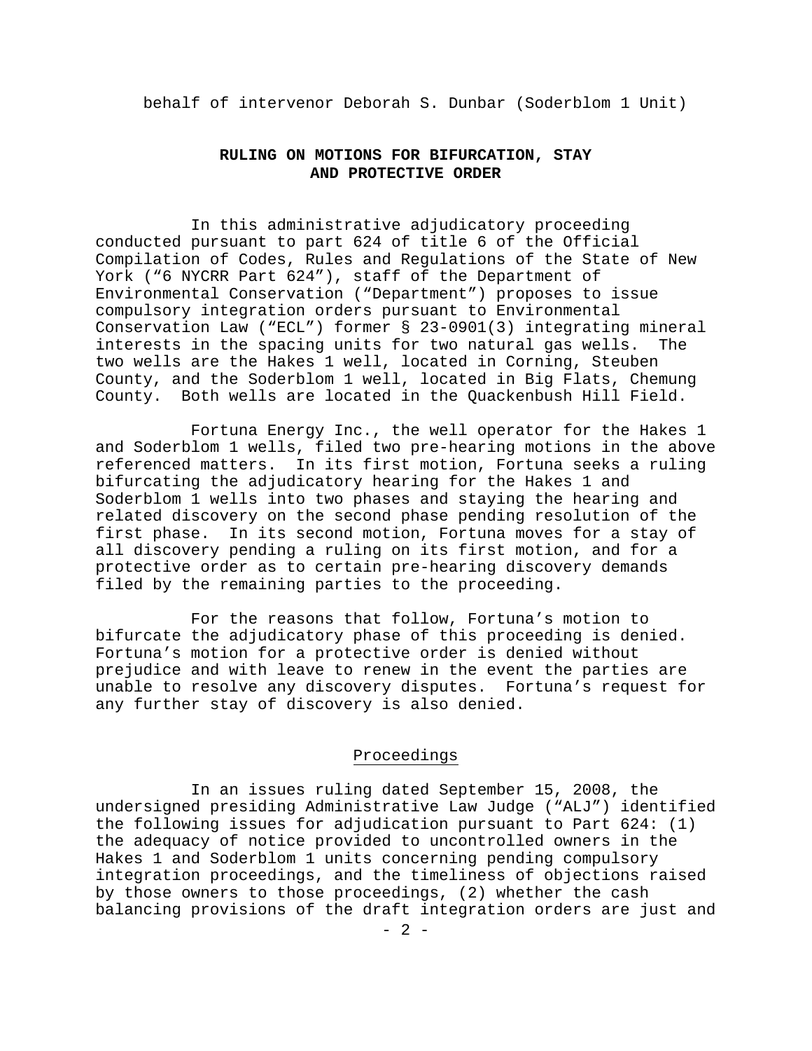behalf of intervenor Deborah S. Dunbar (Soderblom 1 Unit)

**RULING ON MOTIONS FOR BIFURCATION, STAY AND PROTECTIVE ORDER**

In this administrative adjudicatory proceeding conducted pursuant to part 624 of title 6 of the Official Compilation of Codes, Rules and Regulations of the State of New York ("6 NYCRR Part 624"), staff of the Department of Environmental Conservation ("Department") proposes to issue compulsory integration orders pursuant to Environmental Conservation Law ("ECL") former § 23-0901(3) integrating mineral interests in the spacing units for two natural gas wells. The two wells are the Hakes 1 well, located in Corning, Steuben County, and the Soderblom 1 well, located in Big Flats, Chemung County. Both wells are located in the Quackenbush Hill Field.

Fortuna Energy Inc., the well operator for the Hakes 1 and Soderblom 1 wells, filed two pre-hearing motions in the above referenced matters. In its first motion, Fortuna seeks a ruling bifurcating the adjudicatory hearing for the Hakes 1 and Soderblom 1 wells into two phases and staying the hearing and related discovery on the second phase pending resolution of the first phase. In its second motion, Fortuna moves for a stay of all discovery pending a ruling on its first motion, and for a protective order as to certain pre-hearing discovery demands filed by the remaining parties to the proceeding.

For the reasons that follow, Fortuna's motion to bifurcate the adjudicatory phase of this proceeding is denied. Fortuna's motion for a protective order is denied without prejudice and with leave to renew in the event the parties are unable to resolve any discovery disputes. Fortuna's request for any further stay of discovery is also denied.

## Proceedings

In an issues ruling dated September 15, 2008, the undersigned presiding Administrative Law Judge ("ALJ") identified the following issues for adjudication pursuant to Part 624: (1) the adequacy of notice provided to uncontrolled owners in the Hakes 1 and Soderblom 1 units concerning pending compulsory integration proceedings, and the timeliness of objections raised by those owners to those proceedings, (2) whether the cash balancing provisions of the draft integration orders are just and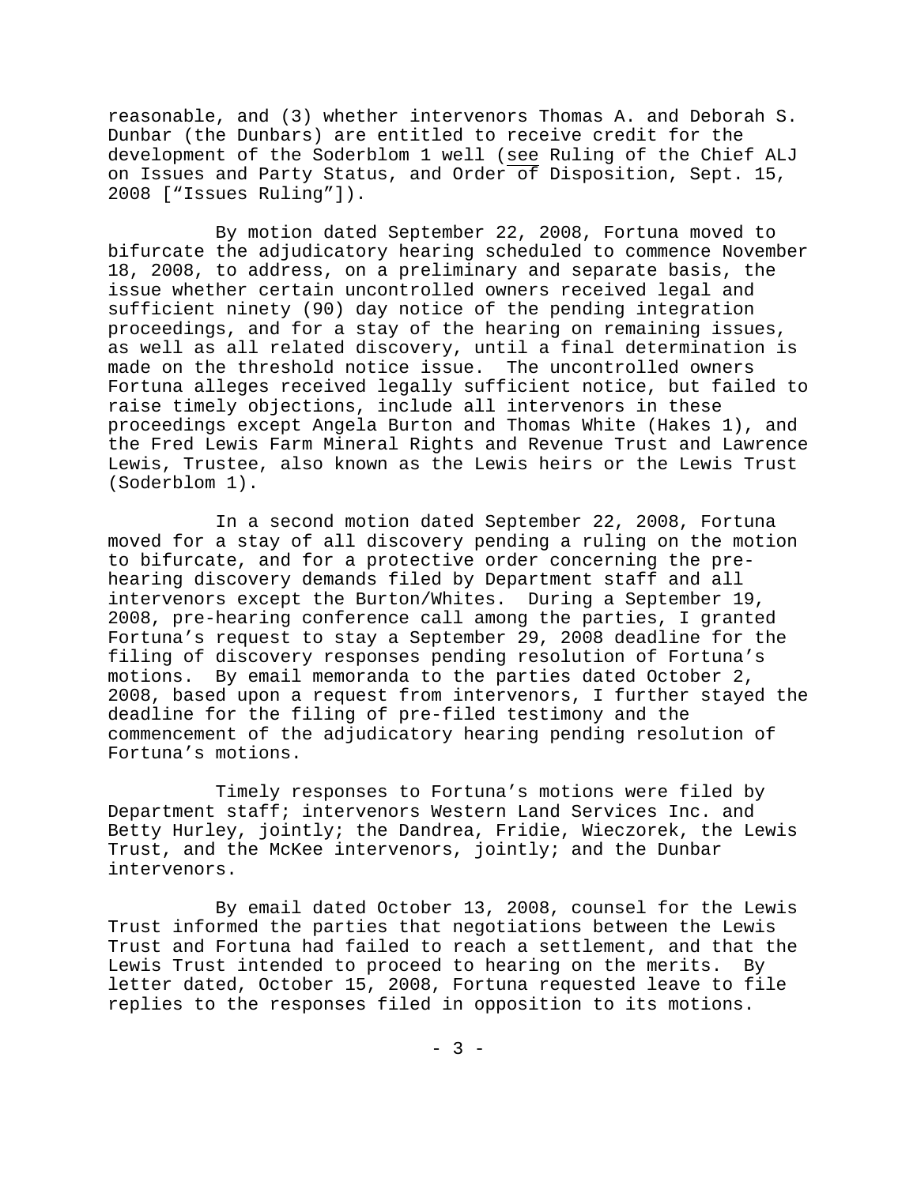reasonable, and (3) whether intervenors Thomas A. and Deborah S. Dunbar (the Dunbars) are entitled to receive credit for the development of the Soderblom 1 well (see Ruling of the Chief ALJ on Issues and Party Status, and Order of Disposition, Sept. 15, 2008 ["Issues Ruling"]).

By motion dated September 22, 2008, Fortuna moved to bifurcate the adjudicatory hearing scheduled to commence November 18, 2008, to address, on a preliminary and separate basis, the issue whether certain uncontrolled owners received legal and sufficient ninety (90) day notice of the pending integration proceedings, and for a stay of the hearing on remaining issues, as well as all related discovery, until a final determination is made on the threshold notice issue. The uncontrolled owners Fortuna alleges received legally sufficient notice, but failed to raise timely objections, include all intervenors in these proceedings except Angela Burton and Thomas White (Hakes 1), and the Fred Lewis Farm Mineral Rights and Revenue Trust and Lawrence Lewis, Trustee, also known as the Lewis heirs or the Lewis Trust (Soderblom 1).

In a second motion dated September 22, 2008, Fortuna moved for a stay of all discovery pending a ruling on the motion to bifurcate, and for a protective order concerning the pre-hearing discovery demands filed by Department staff and all intervenors except the Burton/Whites. During a September 19, 2008, pre-hearing conference call among the parties, I granted Fortuna's request to stay a September 29, 2008 deadline for the filing of discovery responses pending resolution of Fortuna's motions. By email memoranda to the parties dated October 2, 2008, based upon a request from intervenors, I further stayed the deadline for the filing of pre-filed testimony and the commencement of the adjudicatory hearing pending resolution of Fortuna's motions.

Timely responses to Fortuna's motions were filed by Department staff; intervenors Western Land Services Inc. and Betty Hurley, jointly; the Dandrea, Fridie, Wieczorek, the Lewis Trust, and the McKee intervenors, jointly; and the Dunbar intervenors.

By email dated October 13, 2008, counsel for the Lewis Trust informed the parties that negotiations between the Lewis Trust and Fortuna had failed to reach a settlement, and that the Lewis Trust intended to proceed to hearing on the merits. By letter dated, October 15, 2008, Fortuna requested leave to file replies to the responses filed in opposition to its motions.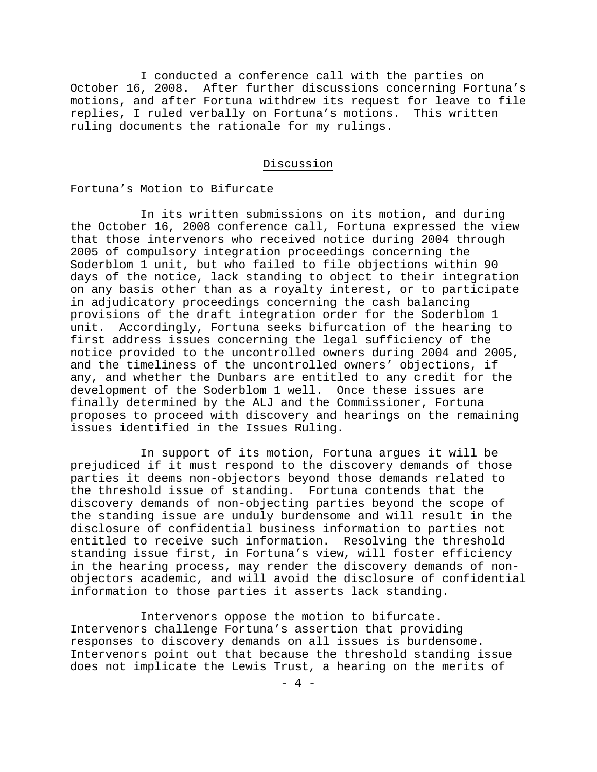I conducted a conference call with the parties on October 16, 2008. After further discussions concerning Fortuna's motions, and after Fortuna withdrew its request for leave to file replies, I ruled verbally on Fortuna's motions. This written ruling documents the rationale for my rulings.

## Discussion

### Fortuna's Motion to Bifurcate

In its written submissions on its motion, and during the October 16, 2008 conference call, Fortuna expressed the view that those intervenors who received notice during 2004 through 2005 of compulsory integration proceedings concerning the Soderblom 1 unit, but who failed to file objections within 90 days of the notice, lack standing to object to their integration on any basis other than as a royalty interest, or to participate in adjudicatory proceedings concerning the cash balancing provisions of the draft integration order for the Soderblom 1 unit. Accordingly, Fortuna seeks bifurcation of the hearing to first address issues concerning the legal sufficiency of the notice provided to the uncontrolled owners during 2004 and 2005, and the timeliness of the uncontrolled owners' objections, if any, and whether the Dunbars are entitled to any credit for the development of the Soderblom 1 well. Once these issues are finally determined by the ALJ and the Commissioner, Fortuna proposes to proceed with discovery and hearings on the remaining issues identified in the Issues Ruling.

In support of its motion, Fortuna argues it will be prejudiced if it must respond to the discovery demands of those parties it deems non-objectors beyond those demands related to the threshold issue of standing. Fortuna contends that the discovery demands of non-objecting parties beyond the scope of the standing issue are unduly burdensome and will result in the disclosure of confidential business information to parties not entitled to receive such information. Resolving the threshold standing issue first, in Fortuna's view, will foster efficiency in the hearing process, may render the discovery demands of non-objectors academic, and will avoid the disclosure of confidential information to those parties it asserts lack standing.

Intervenors oppose the motion to bifurcate. Intervenors challenge Fortuna's assertion that providing responses to discovery demands on all issues is burdensome. Intervenors point out that because the threshold standing issue does not implicate the Lewis Trust, a hearing on the merits of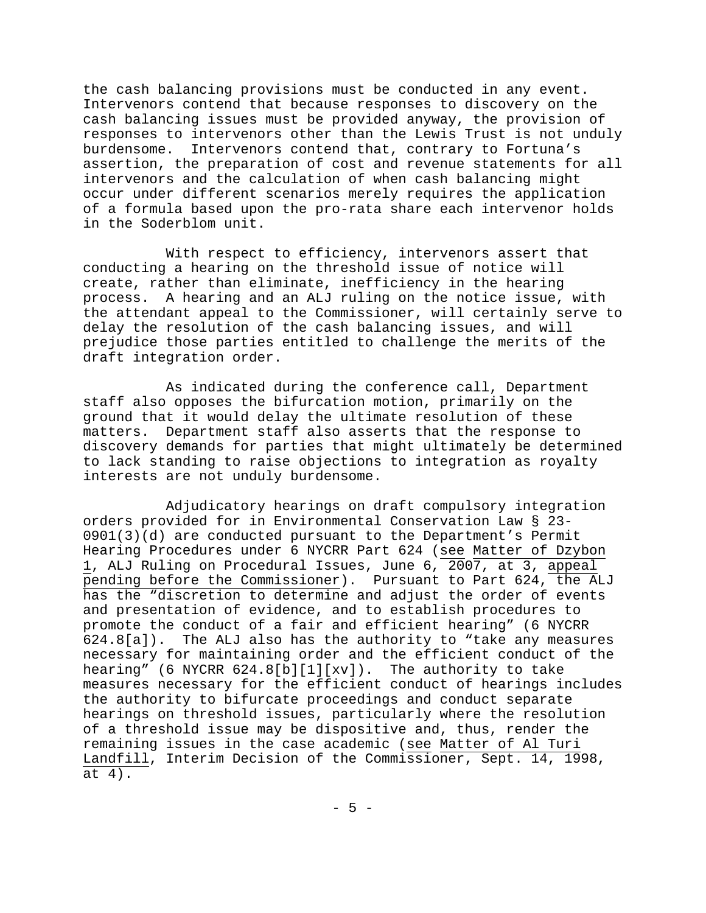the cash balancing provisions must be conducted in any event. Intervenors contend that because responses to discovery on the cash balancing issues must be provided anyway, the provision of responses to intervenors other than the Lewis Trust is not unduly burdensome. Intervenors contend that, contrary to Fortuna's assertion, the preparation of cost and revenue statements for all intervenors and the calculation of when cash balancing might occur under different scenarios merely requires the application of a formula based upon the pro-rata share each intervenor holds in the Soderblom unit.

With respect to efficiency, intervenors assert that conducting a hearing on the threshold issue of notice will create, rather than eliminate, inefficiency in the hearing process. A hearing and an ALJ ruling on the notice issue, with the attendant appeal to the Commissioner, will certainly serve to delay the resolution of the cash balancing issues, and will prejudice those parties entitled to challenge the merits of the draft integration order.

As indicated during the conference call, Department staff also opposes the bifurcation motion, primarily on the ground that it would delay the ultimate resolution of these matters. Department staff also asserts that the response to discovery demands for parties that might ultimately be determined to lack standing to raise objections to integration as royalty interests are not unduly burdensome.

Adjudicatory hearings on draft compulsory integration orders provided for in Environmental Conservation Law § 23-0901(3)(d) are conducted pursuant to the Department's Permit Hearing Procedures under 6 NYCRR Part 624 (see Matter of Dzybon 1, ALJ Ruling on Procedural Issues, June 6, 2007, at 3, appeal pending before the Commissioner). Pursuant to Part 624, the ALJ has the "discretion to determine and adjust the order of events and presentation of evidence, and to establish procedures to promote the conduct of a fair and efficient hearing" (6 NYCRR 624.8[a]). The ALJ also has the authority to "take any measures necessary for maintaining order and the efficient conduct of the hearing" (6 NYCRR 624.8[b][1][xv]). The authority to take measures necessary for the efficient conduct of hearings includes the authority to bifurcate proceedings and conduct separate hearings on threshold issues, particularly where the resolution of a threshold issue may be dispositive and, thus, render the remaining issues in the case academic (see Matter of Al Turi Landfill, Interim Decision of the Commissioner, Sept. 14, 1998, at 4).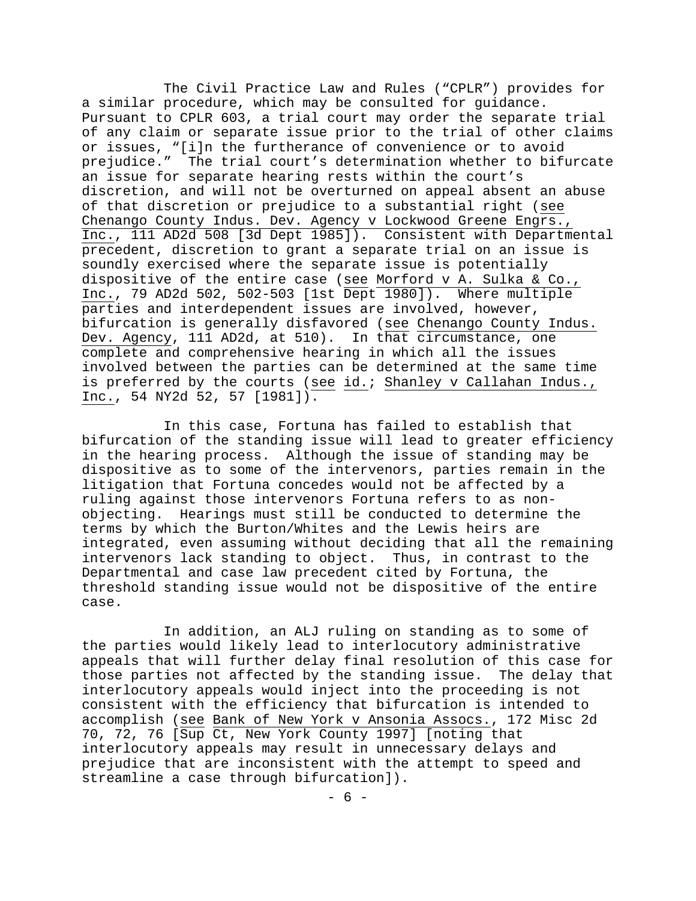The Civil Practice Law and Rules ("CPLR") provides for a similar procedure, which may be consulted for guidance. Pursuant to CPLR 603, a trial court may order the separate trial of any claim or separate issue prior to the trial of other claims or issues, "[i]n the furtherance of convenience or to avoid prejudice." The trial court's determination whether to bifurcate an issue for separate hearing rests within the court's discretion, and will not be overturned on appeal absent an abuse of that discretion or prejudice to a substantial right (see Chenango County Indus. Dev. Agency v Lockwood Greene Engrs., Inc., 111 AD2d 508 [3d Dept 1985]). Consistent with Departmental precedent, discretion to grant a separate trial on an issue is soundly exercised where the separate issue is potentially dispositive of the entire case (see Morford v A. Sulka & Co., Inc., 79 AD2d 502, 502-503 [1st Dept 1980]). Where multiple parties and interdependent issues are involved, however, bifurcation is generally disfavored (see Chenango County Indus. Dev. Agency, 111 AD2d, at 510). In that circumstance, one complete and comprehensive hearing in which all the issues involved between the parties can be determined at the same time is preferred by the courts (see id.; Shanley v Callahan Indus., Inc., 54 NY2d 52, 57 [1981]).

In this case, Fortuna has failed to establish that bifurcation of the standing issue will lead to greater efficiency in the hearing process. Although the issue of standing may be dispositive as to some of the intervenors, parties remain in the litigation that Fortuna concedes would not be affected by a ruling against those intervenors Fortuna refers to as non-objecting. Hearings must still be conducted to determine the terms by which the Burton/Whites and the Lewis heirs are integrated, even assuming without deciding that all the remaining intervenors lack standing to object. Thus, in contrast to the Departmental and case law precedent cited by Fortuna, the threshold standing issue would not be dispositive of the entire case.

In addition, an ALJ ruling on standing as to some of the parties would likely lead to interlocutory administrative appeals that will further delay final resolution of this case for those parties not affected by the standing issue. The delay that interlocutory appeals would inject into the proceeding is not consistent with the efficiency that bifurcation is intended to accomplish (see Bank of New York v Ansonia Assocs., 172 Misc 2d 70, 72, 76 [Sup Ct, New York County 1997] [noting that interlocutory appeals may result in unnecessary delays and prejudice that are inconsistent with the attempt to speed and streamline a case through bifurcation]).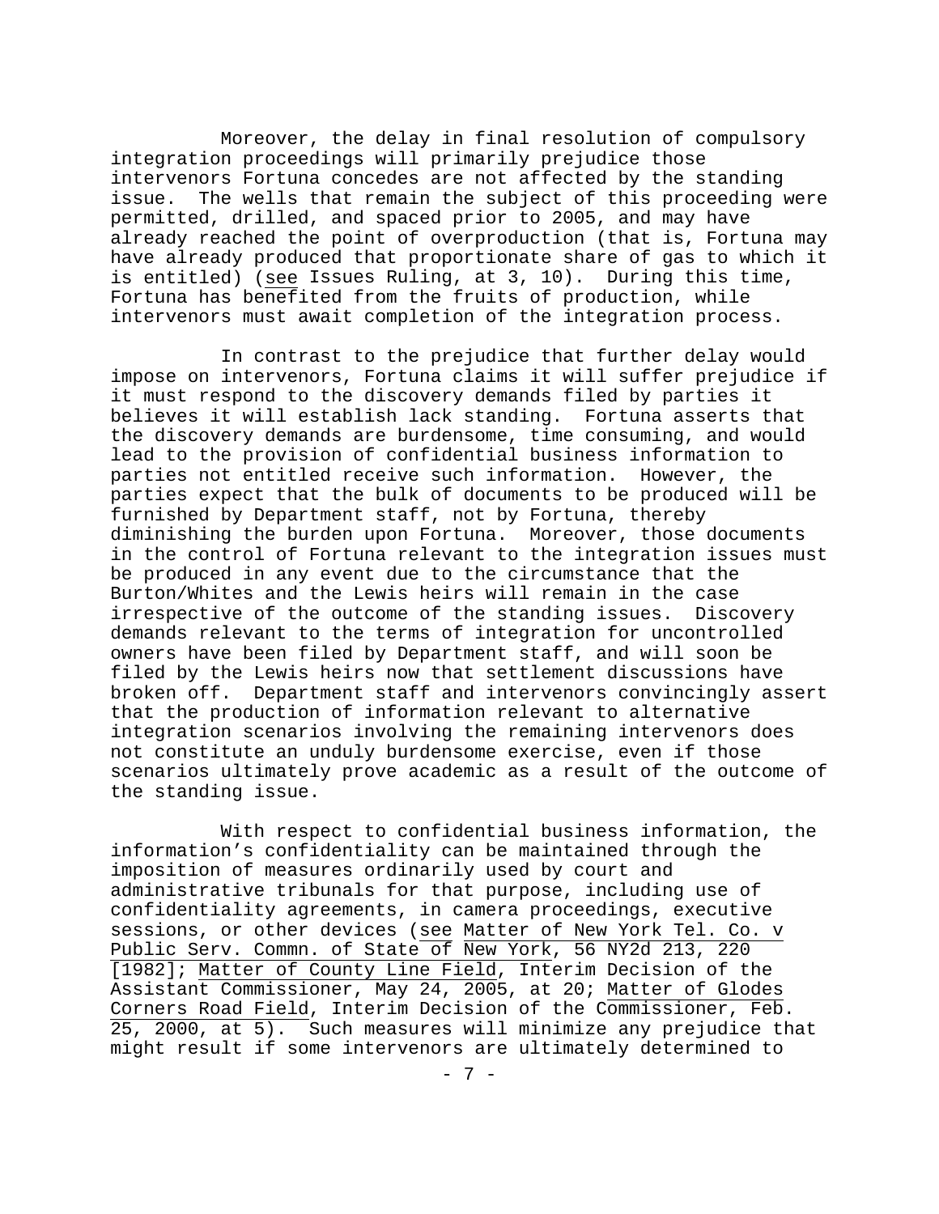Moreover, the delay in final resolution of compulsory integration proceedings will primarily prejudice those intervenors Fortuna concedes are not affected by the standing issue. The wells that remain the subject of this proceeding were permitted, drilled, and spaced prior to 2005, and may have already reached the point of overproduction (that is, Fortuna may have already produced that proportionate share of gas to which it is entitled) (see Issues Ruling, at 3, 10). During this time, Fortuna has benefited from the fruits of production, while intervenors must await completion of the integration process.

In contrast to the prejudice that further delay would impose on intervenors, Fortuna claims it will suffer prejudice if it must respond to the discovery demands filed by parties it believes it will establish lack standing. Fortuna asserts that the discovery demands are burdensome, time consuming, and would lead to the provision of confidential business information to parties not entitled receive such information. However, the parties expect that the bulk of documents to be produced will be furnished by Department staff, not by Fortuna, thereby diminishing the burden upon Fortuna. Moreover, those documents in the control of Fortuna relevant to the integration issues must be produced in any event due to the circumstance that the Burton/Whites and the Lewis heirs will remain in the case irrespective of the outcome of the standing issues. Discovery demands relevant to the terms of integration for uncontrolled owners have been filed by Department staff, and will soon be filed by the Lewis heirs now that settlement discussions have broken off. Department staff and intervenors convincingly assert that the production of information relevant to alternative integration scenarios involving the remaining intervenors does not constitute an unduly burdensome exercise, even if those scenarios ultimately prove academic as a result of the outcome of the standing issue.

With respect to confidential business information, the information's confidentiality can be maintained through the imposition of measures ordinarily used by court and administrative tribunals for that purpose, including use of confidentiality agreements, in camera proceedings, executive sessions, or other devices (see Matter of New York Tel. Co. v Public Serv. Commn. of State of New York, 56 NY2d 213, 220 [1982]; Matter of County Line Field, Interim Decision of the Assistant Commissioner, May 24, 2005, at 20; Matter of Glodes Corners Road Field, Interim Decision of the Commissioner, Feb. 25, 2000, at 5). Such measures will minimize any prejudice that might result if some intervenors are ultimately determined to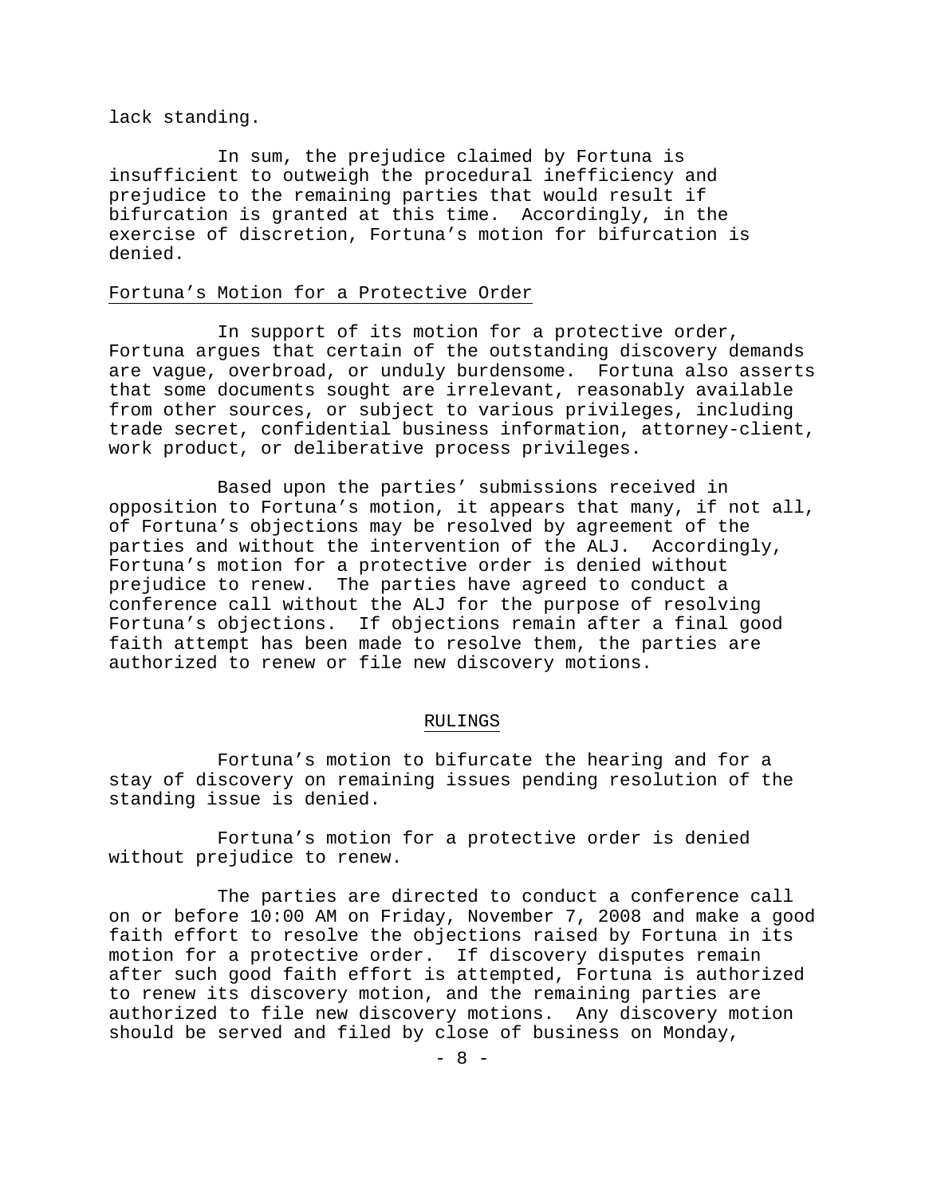lack standing.

In sum, the prejudice claimed by Fortuna is insufficient to outweigh the procedural inefficiency and prejudice to the remaining parties that would result if bifurcation is granted at this time. Accordingly, in the exercise of discretion, Fortuna's motion for bifurcation is denied.

Fortuna's Motion for a Protective Order

In support of its motion for a protective order, Fortuna argues that certain of the outstanding discovery demands are vague, overbroad, or unduly burdensome. Fortuna also asserts that some documents sought are irrelevant, reasonably available from other sources, or subject to various privileges, including trade secret, confidential business information, attorney-client, work product, or deliberative process privileges.

Based upon the parties' submissions received in opposition to Fortuna's motion, it appears that many, if not all, of Fortuna's objections may be resolved by agreement of the parties and without the intervention of the ALJ. Accordingly, Fortuna's motion for a protective order is denied without prejudice to renew. The parties have agreed to conduct a conference call without the ALJ for the purpose of resolving Fortuna's objections. If objections remain after a final good faith attempt has been made to resolve them, the parties are authorized to renew or file new discovery motions.

## RULINGS

Fortuna's motion to bifurcate the hearing and for a stay of discovery on remaining issues pending resolution of the standing issue is denied.

Fortuna's motion for a protective order is denied without prejudice to renew.

The parties are directed to conduct a conference call on or before 10:00 AM on Friday, November 7, 2008 and make a good faith effort to resolve the objections raised by Fortuna in its motion for a protective order. If discovery disputes remain after such good faith effort is attempted, Fortuna is authorized to renew its discovery motion, and the remaining parties are authorized to file new discovery motions. Any discovery motion should be served and filed by close of business on Monday,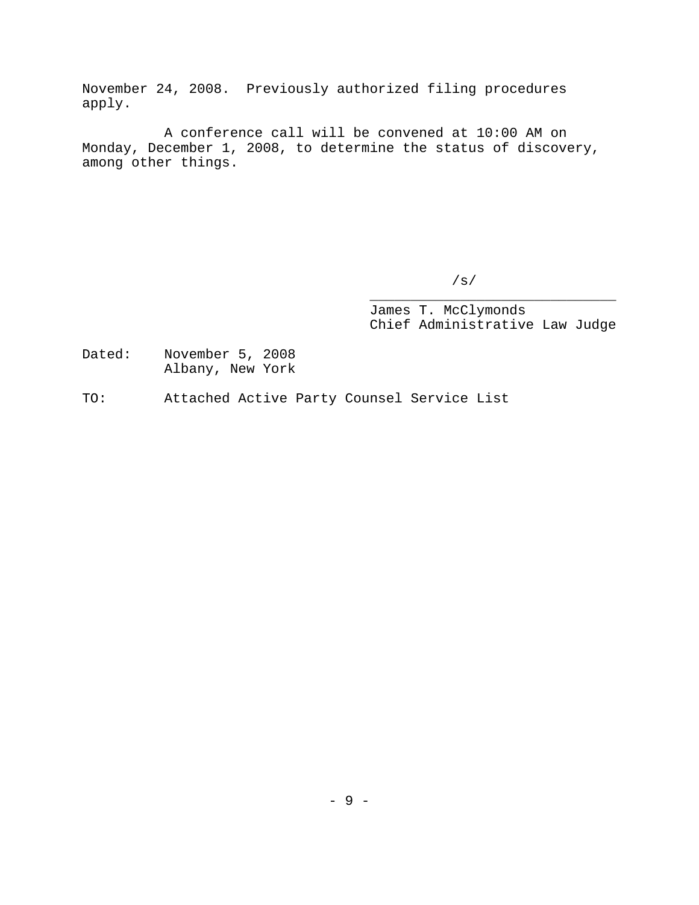November 24, 2008. Previously authorized filing procedures apply.

A conference call will be convened at 10:00 AM on Monday, December 1, 2008, to determine the status of discovery, among other things.

/s/

James T. McClymonds
Chief Administrative Law Judge

Dated: November 5, 2008
Albany, New York

TO: Attached Active Party Counsel Service List